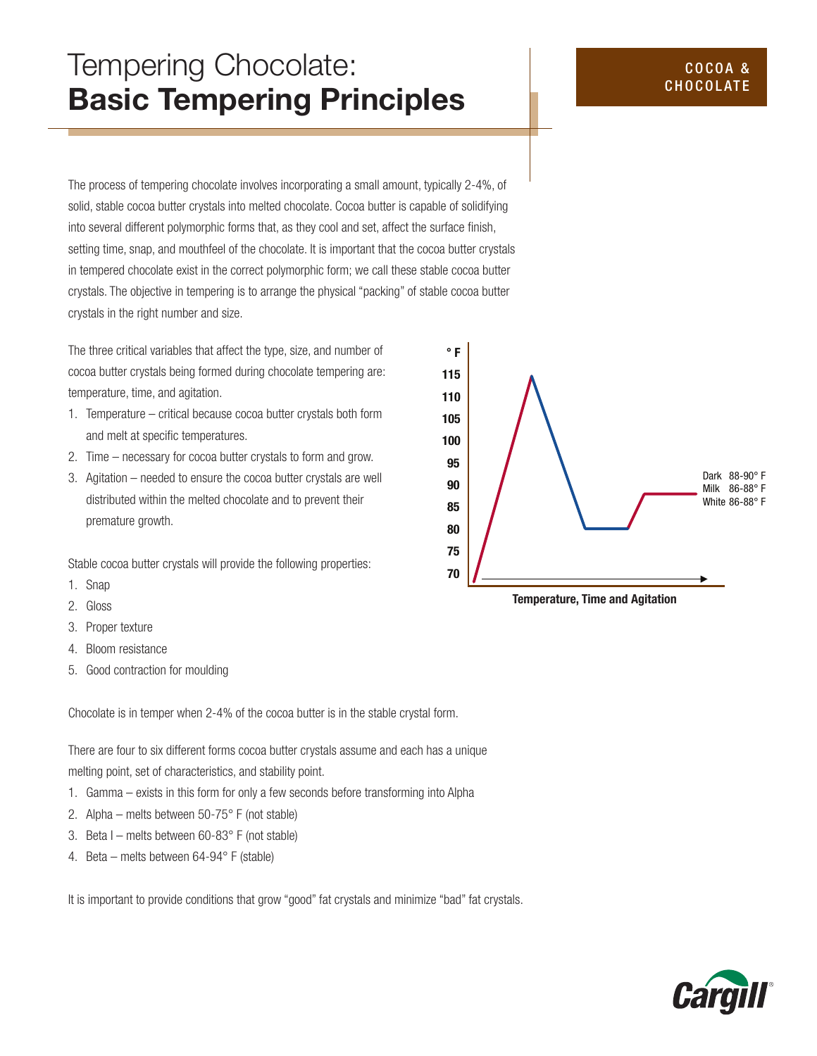# Tempering Chocolate: **Basic Tempering Principles**

COCOA & CHOCOLATE

The process of tempering chocolate involves incorporating a small amount, typically 2-4%, of solid, stable cocoa butter crystals into melted chocolate. Cocoa butter is capable of solidifying into several different polymorphic forms that, as they cool and set, affect the surface finish, setting time, snap, and mouthfeel of the chocolate. It is important that the cocoa butter crystals in tempered chocolate exist in the correct polymorphic form; we call these stable cocoa butter crystals. The objective in tempering is to arrange the physical "packing" of stable cocoa butter crystals in the right number and size.

The three critical variables that affect the type, size, and number of cocoa butter crystals being formed during chocolate tempering are: temperature, time, and agitation.

1. Temperature – critical because cocoa butter crystals both form and melt at specific temperatures.
2. Time – necessary for cocoa butter crystals to form and grow.
3. Agitation – needed to ensure the cocoa butter crystals are well distributed within the melted chocolate and to prevent their premature growth.

Dark 88-90° F
Milk 86-88° F
White 86-88° F

**Temperature, Time and Agitation**

Stable cocoa butter crystals will provide the following properties:

1. Snap
2. Gloss
3. Proper texture
4. Bloom resistance
5. Good contraction for moulding

Chocolate is in temper when 2-4% of the cocoa butter is in the stable crystal form.

There are four to six different forms cocoa butter crystals assume and each has a unique melting point, set of characteristics, and stability point.

1. Gamma – exists in this form for only a few seconds before transforming into Alpha
2. Alpha – melts between 50-75° F (not stable)
3. Beta I – melts between 60-83° F (not stable)
4. Beta – melts between 64-94° F (stable)

It is important to provide conditions that grow "good" fat crystals and minimize "bad" fat crystals.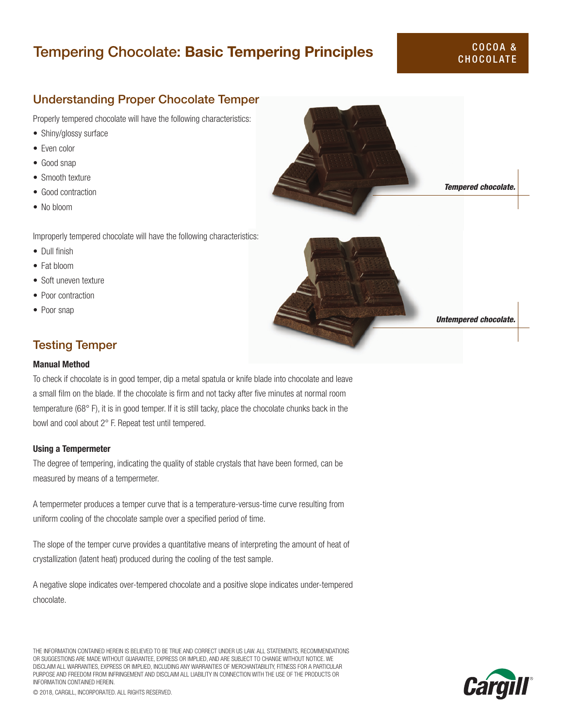# Tempering Chocolate: **Basic Tempering Principles**

COCOA & CHOCOLATE

## Understanding Proper Chocolate Temper

Properly tempered chocolate will have the following characteristics:

- Shiny/glossy surface
- Even color
- Good snap
- Smooth texture
- Good contraction
- No bloom

Improperly tempered chocolate will have the following characteristics:

- Dull finish
- Fat bloom
- Soft uneven texture
- Poor contraction
- Poor snap

***Tempered chocolate.***

***Untempered chocolate.***

## Testing Temper

**Manual Method**

To check if chocolate is in good temper, dip a metal spatula or knife blade into chocolate and leave a small film on the blade. If the chocolate is firm and not tacky after five minutes at normal room temperature (68° F), it is in good temper. If it is still tacky, place the chocolate chunks back in the bowl and cool about 2° F. Repeat test until tempered.

**Using a Tempermeter**

The degree of tempering, indicating the quality of stable crystals that have been formed, can be measured by means of a tempermeter.

A tempermeter produces a temper curve that is a temperature-versus-time curve resulting from uniform cooling of the chocolate sample over a specified period of time.

The slope of the temper curve provides a quantitative means of interpreting the amount of heat of crystallization (latent heat) produced during the cooling of the test sample.

A negative slope indicates over-tempered chocolate and a positive slope indicates under-tempered chocolate.

THE INFORMATION CONTAINED HEREIN IS BELIEVED TO BE TRUE AND CORRECT UNDER US LAW. ALL STATEMENTS, RECOMMENDATIONS OR SUGGESTIONS ARE MADE WITHOUT GUARANTEE, EXPRESS OR IMPLIED, AND ARE SUBJECT TO CHANGE WITHOUT NOTICE. WE DISCLAIM ALL WARRANTIES, EXPRESS OR IMPLIED, INCLUDING ANY WARRANTIES OF MERCHANTABILITY, FITNESS FOR A PARTICULAR PURPOSE AND FREEDOM FROM INFRINGEMENT AND DISCLAIM ALL LIABILITY IN CONNECTION WITH THE USE OF THE PRODUCTS OR INFORMATION CONTAINED HEREIN.

© 2018, CARGILL, INCORPORATED. ALL RIGHTS RESERVED.

Cargill®